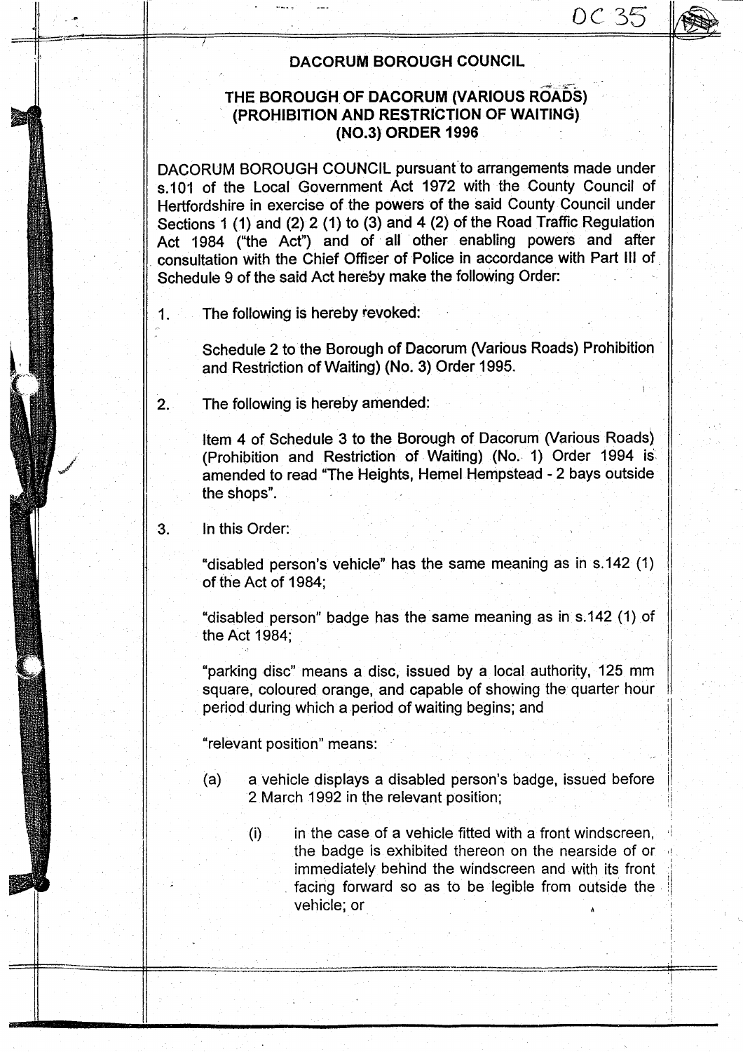DC 35

# DACORUM BOROUGH COUNCIL

## THE BOROUGH OF DACORUM (VARIOUS ROADS) (PROHIBITION AND RESTRICTION OF WAITING) (NO.3) ORDER 1996

DACORUM BOROUGH COUNCIL pursuant to arrangements made under s.101 of the Local Government Act 1972 with the County Council of Hertfordshire in exercise of the powers of the said County Council under Sections 1 (1) and (2) 2 (1) to (3) and 4 (2) of the Road Traffic Regulation Act 1984 ("the Act") and of all other enabling powers and after consultation with the Chief Officer of Police in accordance with Part III of Schedule 9 of the said Act hereby make the following Order:

1. The following is hereby revoked:

   Schedule 2 to the Borough of Dacorum (Various Roads) Prohibition and Restriction of Waiting) (No. 3) Order 1995.

2. The following is hereby amended:

   Item 4 of Schedule 3 to the Borough of Dacorum (Various Roads) (Prohibition and Restriction of Waiting) (No. 1) Order 1994 is amended to read "The Heights, Hemel Hempstead - 2 bays outside the shops".

3. In this Order:

   "disabled person's vehicle" has the same meaning as in s.142 (1) of the Act of 1984;

   "disabled person" badge has the same meaning as in s.142 (1) of the Act 1984;

   "parking disc" means a disc, issued by a local authority, 125 mm square, coloured orange, and capable of showing the quarter hour period during which a period of waiting begins; and

   "relevant position" means:

   (a) a vehicle displays a disabled person's badge, issued before 2 March 1992 in the relevant position;

      (i) in the case of a vehicle fitted with a front windscreen, the badge is exhibited thereon on the nearside of or immediately behind the windscreen and with its front facing forward so as to be legible from outside the vehicle; or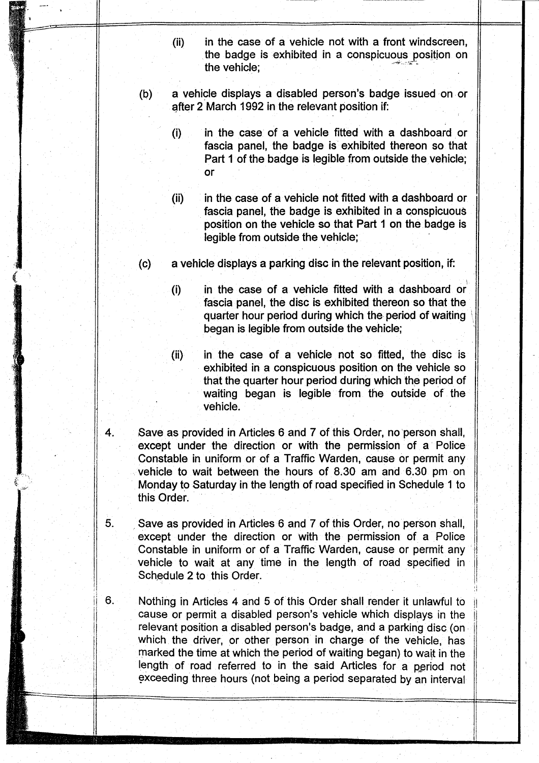(ii) in the case of a vehicle not with a front windscreen, the badge is exhibited in a conspicuous position on the vehicle;

(b) a vehicle displays a disabled person's badge issued on or after 2 March 1992 in the relevant position if:

(i) in the case of a vehicle fitted with a dashboard or fascia panel, the badge is exhibited thereon so that Part 1 of the badge is legible from outside the vehicle; or

(ii) in the case of a vehicle not fitted with a dashboard or fascia panel, the badge is exhibited in a conspicuous position on the vehicle so that Part 1 on the badge is legible from outside the vehicle;

(c) a vehicle displays a parking disc in the relevant position, if:

(i) in the case of a vehicle fitted with a dashboard or fascia panel, the disc is exhibited thereon so that the quarter hour period during which the period of waiting began is legible from outside the vehicle;

(ii) in the case of a vehicle not so fitted, the disc is exhibited in a conspicuous position on the vehicle so that the quarter hour period during which the period of waiting began is legible from the outside of the vehicle.

4. Save as provided in Articles 6 and 7 of this Order, no person shall, except under the direction or with the permission of a Police Constable in uniform or of a Traffic Warden, cause or permit any vehicle to wait between the hours of 8.30 am and 6.30 pm on Monday to Saturday in the length of road specified in Schedule 1 to this Order.

5. Save as provided in Articles 6 and 7 of this Order, no person shall, except under the direction or with the permission of a Police Constable in uniform or of a Traffic Warden, cause or permit any vehicle to wait at any time in the length of road specified in Schedule 2 to this Order.

6. Nothing in Articles 4 and 5 of this Order shall render it unlawful to cause or permit a disabled person's vehicle which displays in the relevant position a disabled person's badge, and a parking disc (on which the driver, or other person in charge of the vehicle, has marked the time at which the period of waiting began) to wait in the length of road referred to in the said Articles for a period not exceeding three hours (not being a period separated by an interval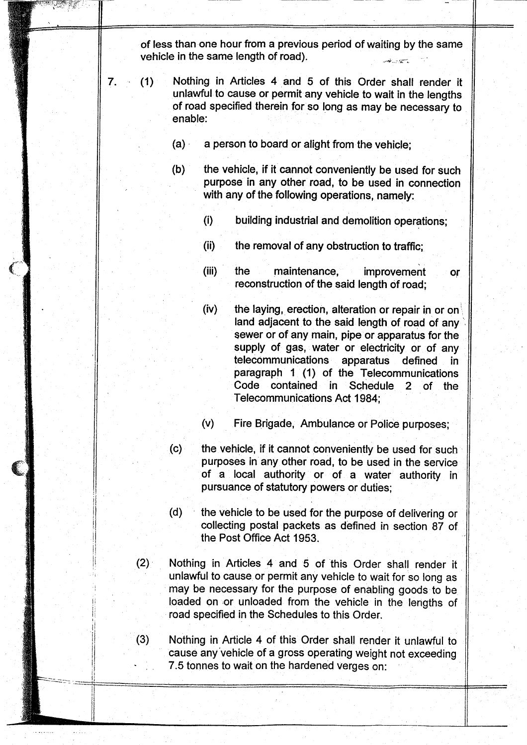of less than one hour from a previous period of waiting by the same vehicle in the same length of road).

7. (1) Nothing in Articles 4 and 5 of this Order shall render it unlawful to cause or permit any vehicle to wait in the lengths of road specified therein for so long as may be necessary to enable:

   (a) a person to board or alight from the vehicle;

   (b) the vehicle, if it cannot conveniently be used for such purpose in any other road, to be used in connection with any of the following operations, namely:

      (i) building industrial and demolition operations;

      (ii) the removal of any obstruction to traffic;

      (iii) the maintenance, improvement or reconstruction of the said length of road;

      (iv) the laying, erection, alteration or repair in or on land adjacent to the said length of road of any sewer or of any main, pipe or apparatus for the supply of gas, water or electricity or of any telecommunications apparatus defined in paragraph 1 (1) of the Telecommunications Code contained in Schedule 2 of the Telecommunications Act 1984;

      (v) Fire Brigade, Ambulance or Police purposes;

   (c) the vehicle, if it cannot conveniently be used for such purposes in any other road, to be used in the service of a local authority or of a water authority in pursuance of statutory powers or duties;

   (d) the vehicle to be used for the purpose of delivering or collecting postal packets as defined in section 87 of the Post Office Act 1953.

(2) Nothing in Articles 4 and 5 of this Order shall render it unlawful to cause or permit any vehicle to wait for so long as may be necessary for the purpose of enabling goods to be loaded on or unloaded from the vehicle in the lengths of road specified in the Schedules to this Order.

(3) Nothing in Article 4 of this Order shall render it unlawful to cause any vehicle of a gross operating weight not exceeding 7.5 tonnes to wait on the hardened verges on: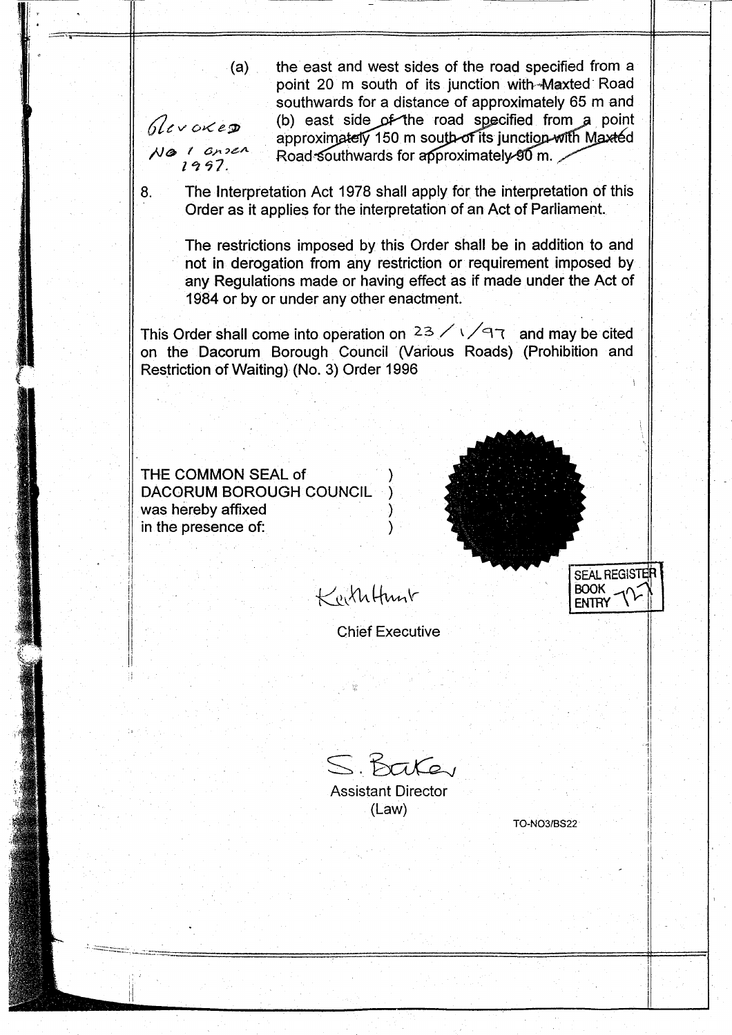(a) the east and west sides of the road specified from a point 20 m south of its junction with Maxted Road southwards for a distance of approximately 65 m and (b) east side of the road specified from a point approximately 150 m south of its junction with Maxted Road southwards for approximately 90 m.

Revoked No 1 Order 1997.

8. The Interpretation Act 1978 shall apply for the interpretation of this Order as it applies for the interpretation of an Act of Parliament.

The restrictions imposed by this Order shall be in addition to and not in derogation from any restriction or requirement imposed by any Regulations made or having effect as if made under the Act of 1984 or by or under any other enactment.

This Order shall come into operation on 23 / 1 / 97 and may be cited on the Dacorum Borough Council (Various Roads) (Prohibition and Restriction of Waiting) (No. 3) Order 1996

THE COMMON SEAL of
DACORUM BOROUGH COUNCIL
was hereby affixed
in the presence of:

SEAL REGISTER BOOK ENTRY 727

Keith Hunt

Chief Executive

S. Baker

Assistant Director
(Law)

TO-NO3/BS22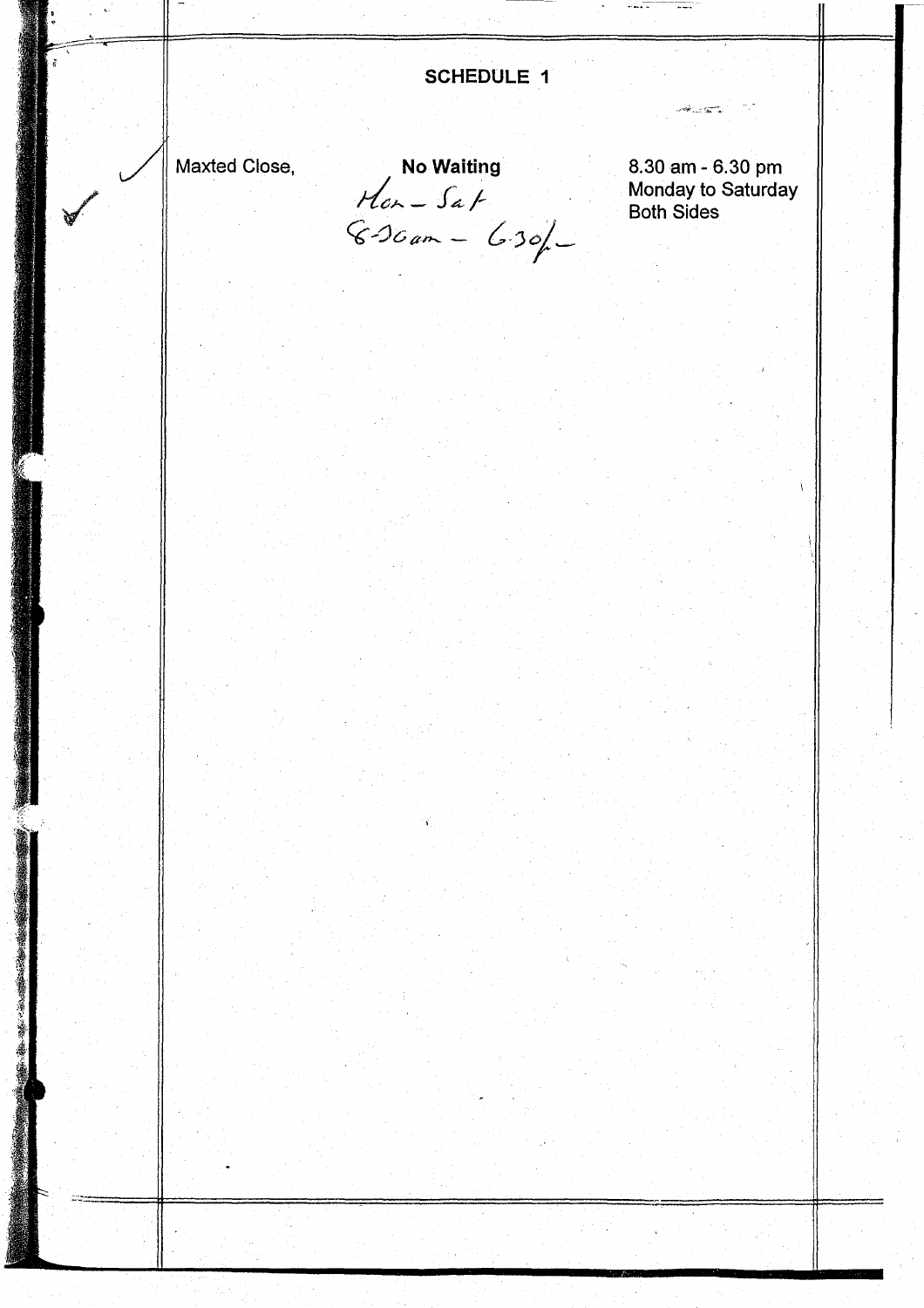## SCHEDULE 1

| | | |
|---|---|---|
| Maxted Close, | **No Waiting** Mon – Sat 8.30am – 6.30pm | 8.30 am - 6.30 pm Monday to Saturday Both Sides |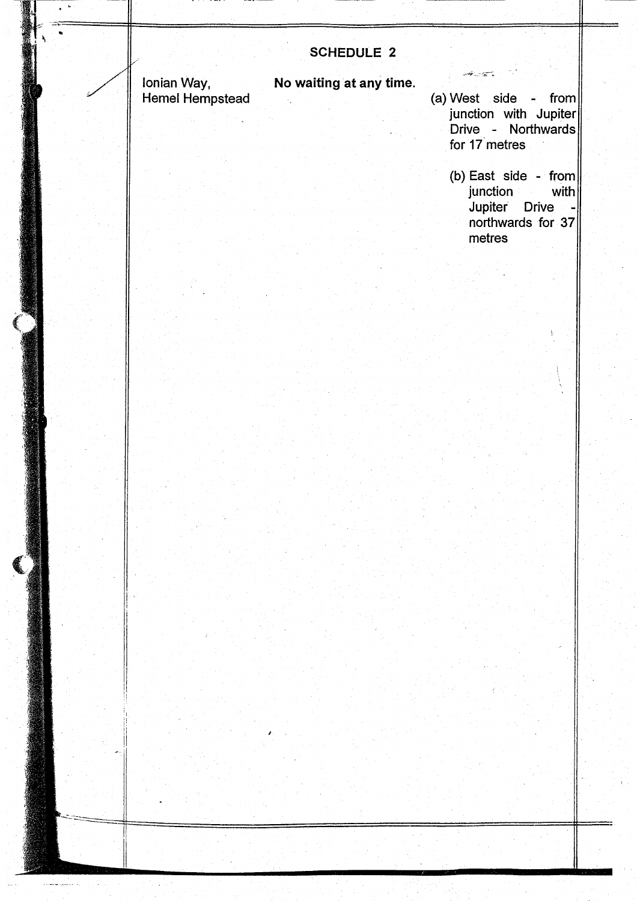## SCHEDULE 2

| | | |
|---|---|---|
| Ionian Way, Hemel Hempstead | **No waiting at any time.** | (a) West side - from junction with Jupiter Drive - Northwards for 17 metres<br><br>(b) East side - from junction with Jupiter Drive - northwards for 37 metres |